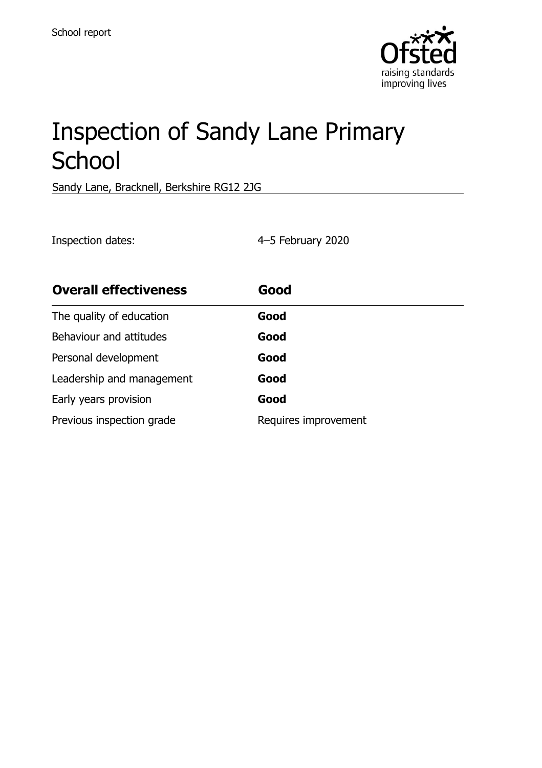School report

# Inspection of Sandy Lane Primary School

Sandy Lane, Bracknell, Berkshire RG12 2JG

Inspection dates: 4–5 February 2020

| **Overall effectiveness** | **Good** |
| --- | --- |
| The quality of education | **Good** |
| Behaviour and attitudes | **Good** |
| Personal development | **Good** |
| Leadership and management | **Good** |
| Early years provision | **Good** |
| Previous inspection grade | Requires improvement |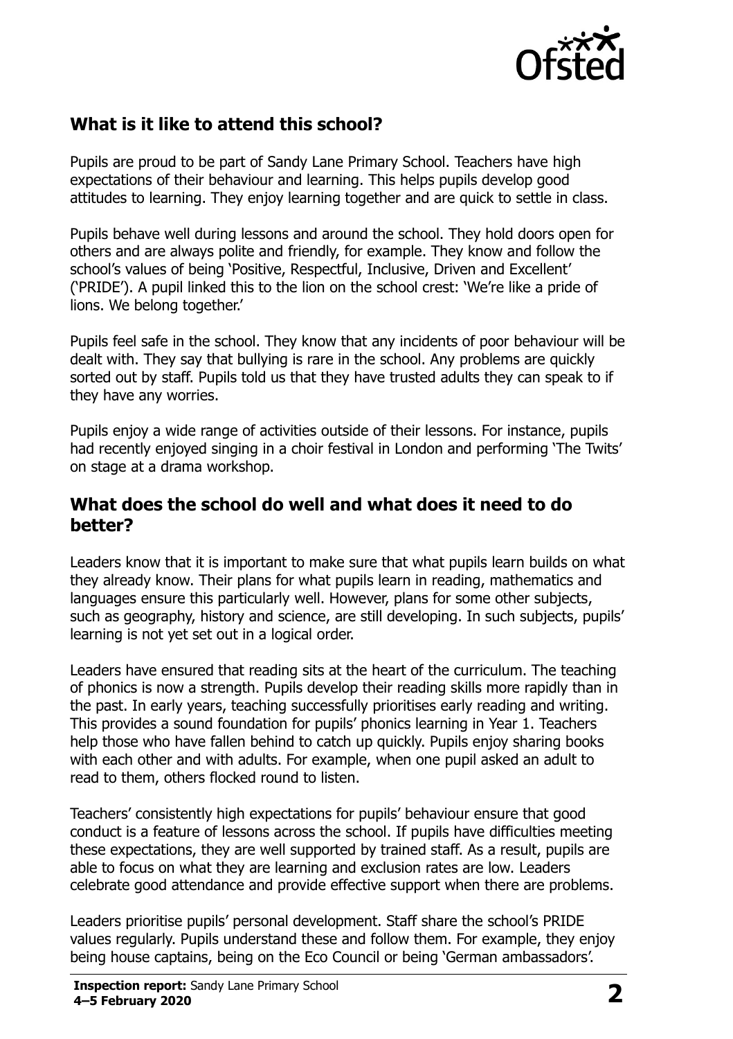## What is it like to attend this school?

Pupils are proud to be part of Sandy Lane Primary School. Teachers have high expectations of their behaviour and learning. This helps pupils develop good attitudes to learning. They enjoy learning together and are quick to settle in class.

Pupils behave well during lessons and around the school. They hold doors open for others and are always polite and friendly, for example. They know and follow the school's values of being 'Positive, Respectful, Inclusive, Driven and Excellent' ('PRIDE'). A pupil linked this to the lion on the school crest: 'We're like a pride of lions. We belong together.'

Pupils feel safe in the school. They know that any incidents of poor behaviour will be dealt with. They say that bullying is rare in the school. Any problems are quickly sorted out by staff. Pupils told us that they have trusted adults they can speak to if they have any worries.

Pupils enjoy a wide range of activities outside of their lessons. For instance, pupils had recently enjoyed singing in a choir festival in London and performing 'The Twits' on stage at a drama workshop.

## What does the school do well and what does it need to do better?

Leaders know that it is important to make sure that what pupils learn builds on what they already know. Their plans for what pupils learn in reading, mathematics and languages ensure this particularly well. However, plans for some other subjects, such as geography, history and science, are still developing. In such subjects, pupils' learning is not yet set out in a logical order.

Leaders have ensured that reading sits at the heart of the curriculum. The teaching of phonics is now a strength. Pupils develop their reading skills more rapidly than in the past. In early years, teaching successfully prioritises early reading and writing. This provides a sound foundation for pupils' phonics learning in Year 1. Teachers help those who have fallen behind to catch up quickly. Pupils enjoy sharing books with each other and with adults. For example, when one pupil asked an adult to read to them, others flocked round to listen.

Teachers' consistently high expectations for pupils' behaviour ensure that good conduct is a feature of lessons across the school. If pupils have difficulties meeting these expectations, they are well supported by trained staff. As a result, pupils are able to focus on what they are learning and exclusion rates are low. Leaders celebrate good attendance and provide effective support when there are problems.

Leaders prioritise pupils' personal development. Staff share the school's PRIDE values regularly. Pupils understand these and follow them. For example, they enjoy being house captains, being on the Eco Council or being 'German ambassadors'.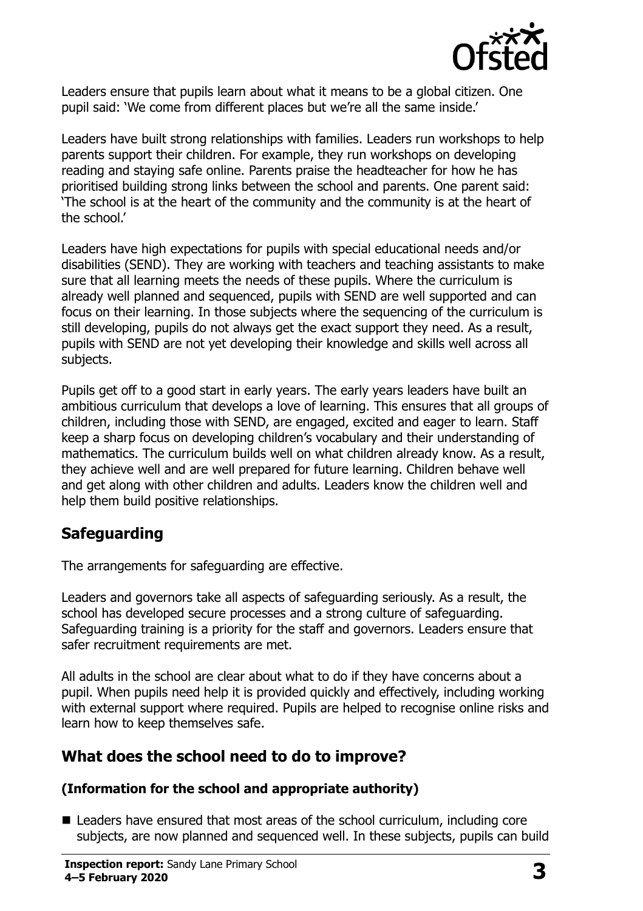Leaders ensure that pupils learn about what it means to be a global citizen. One pupil said: 'We come from different places but we're all the same inside.'

Leaders have built strong relationships with families. Leaders run workshops to help parents support their children. For example, they run workshops on developing reading and staying safe online. Parents praise the headteacher for how he has prioritised building strong links between the school and parents. One parent said: 'The school is at the heart of the community and the community is at the heart of the school.'

Leaders have high expectations for pupils with special educational needs and/or disabilities (SEND). They are working with teachers and teaching assistants to make sure that all learning meets the needs of these pupils. Where the curriculum is already well planned and sequenced, pupils with SEND are well supported and can focus on their learning. In those subjects where the sequencing of the curriculum is still developing, pupils do not always get the exact support they need. As a result, pupils with SEND are not yet developing their knowledge and skills well across all subjects.

Pupils get off to a good start in early years. The early years leaders have built an ambitious curriculum that develops a love of learning. This ensures that all groups of children, including those with SEND, are engaged, excited and eager to learn. Staff keep a sharp focus on developing children's vocabulary and their understanding of mathematics. The curriculum builds well on what children already know. As a result, they achieve well and are well prepared for future learning. Children behave well and get along with other children and adults. Leaders know the children well and help them build positive relationships.

## Safeguarding

The arrangements for safeguarding are effective.

Leaders and governors take all aspects of safeguarding seriously. As a result, the school has developed secure processes and a strong culture of safeguarding. Safeguarding training is a priority for the staff and governors. Leaders ensure that safer recruitment requirements are met.

All adults in the school are clear about what to do if they have concerns about a pupil. When pupils need help it is provided quickly and effectively, including working with external support where required. Pupils are helped to recognise online risks and learn how to keep themselves safe.

## What does the school need to do to improve?

### (Information for the school and appropriate authority)

- Leaders have ensured that most areas of the school curriculum, including core subjects, are now planned and sequenced well. In these subjects, pupils can build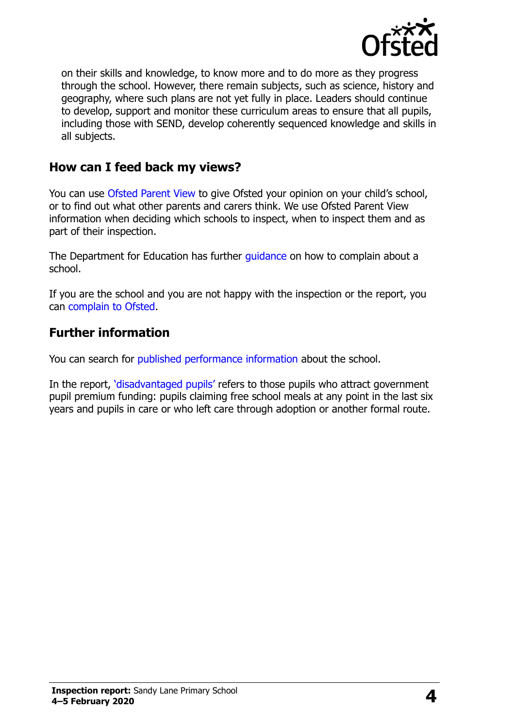on their skills and knowledge, to know more and to do more as they progress through the school. However, there remain subjects, such as science, history and geography, where such plans are not yet fully in place. Leaders should continue to develop, support and monitor these curriculum areas to ensure that all pupils, including those with SEND, develop coherently sequenced knowledge and skills in all subjects.

## How can I feed back my views?

You can use Ofsted Parent View to give Ofsted your opinion on your child's school, or to find out what other parents and carers think. We use Ofsted Parent View information when deciding which schools to inspect, when to inspect them and as part of their inspection.

The Department for Education has further guidance on how to complain about a school.

If you are the school and you are not happy with the inspection or the report, you can complain to Ofsted.

## Further information

You can search for published performance information about the school.

In the report, 'disadvantaged pupils' refers to those pupils who attract government pupil premium funding: pupils claiming free school meals at any point in the last six years and pupils in care or who left care through adoption or another formal route.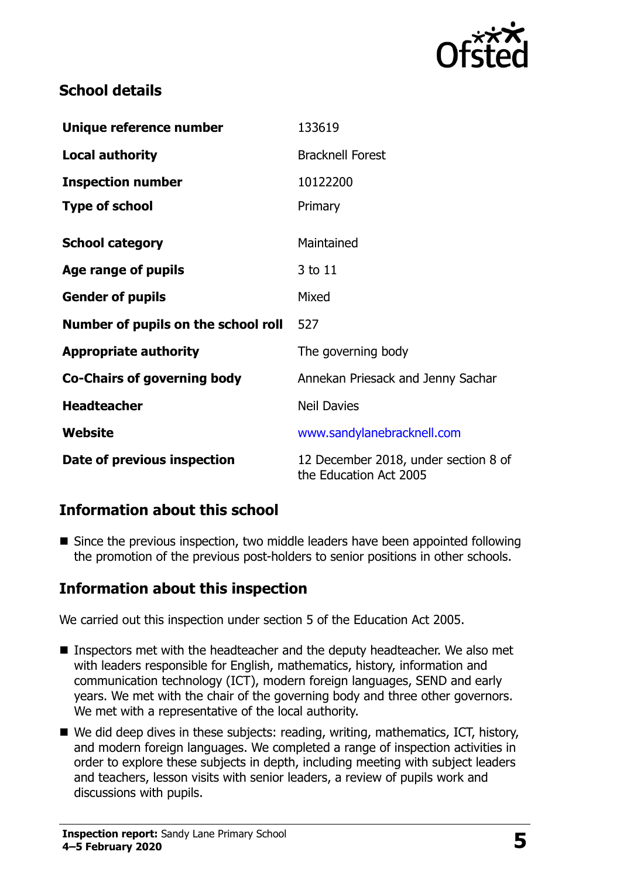## School details

| | |
|---|---|
| **Unique reference number** | 133619 |
| **Local authority** | Bracknell Forest |
| **Inspection number** | 10122200 |
| **Type of school** | Primary |
| **School category** | Maintained |
| **Age range of pupils** | 3 to 11 |
| **Gender of pupils** | Mixed |
| **Number of pupils on the school roll** | 527 |
| **Appropriate authority** | The governing body |
| **Co-Chairs of governing body** | Annekan Priesack and Jenny Sachar |
| **Headteacher** | Neil Davies |
| **Website** | www.sandylanebracknell.com |
| **Date of previous inspection** | 12 December 2018, under section 8 of the Education Act 2005 |

## Information about this school

- Since the previous inspection, two middle leaders have been appointed following the promotion of the previous post-holders to senior positions in other schools.

## Information about this inspection

We carried out this inspection under section 5 of the Education Act 2005.

- Inspectors met with the headteacher and the deputy headteacher. We also met with leaders responsible for English, mathematics, history, information and communication technology (ICT), modern foreign languages, SEND and early years. We met with the chair of the governing body and three other governors. We met with a representative of the local authority.
- We did deep dives in these subjects: reading, writing, mathematics, ICT, history, and modern foreign languages. We completed a range of inspection activities in order to explore these subjects in depth, including meeting with subject leaders and teachers, lesson visits with senior leaders, a review of pupils work and discussions with pupils.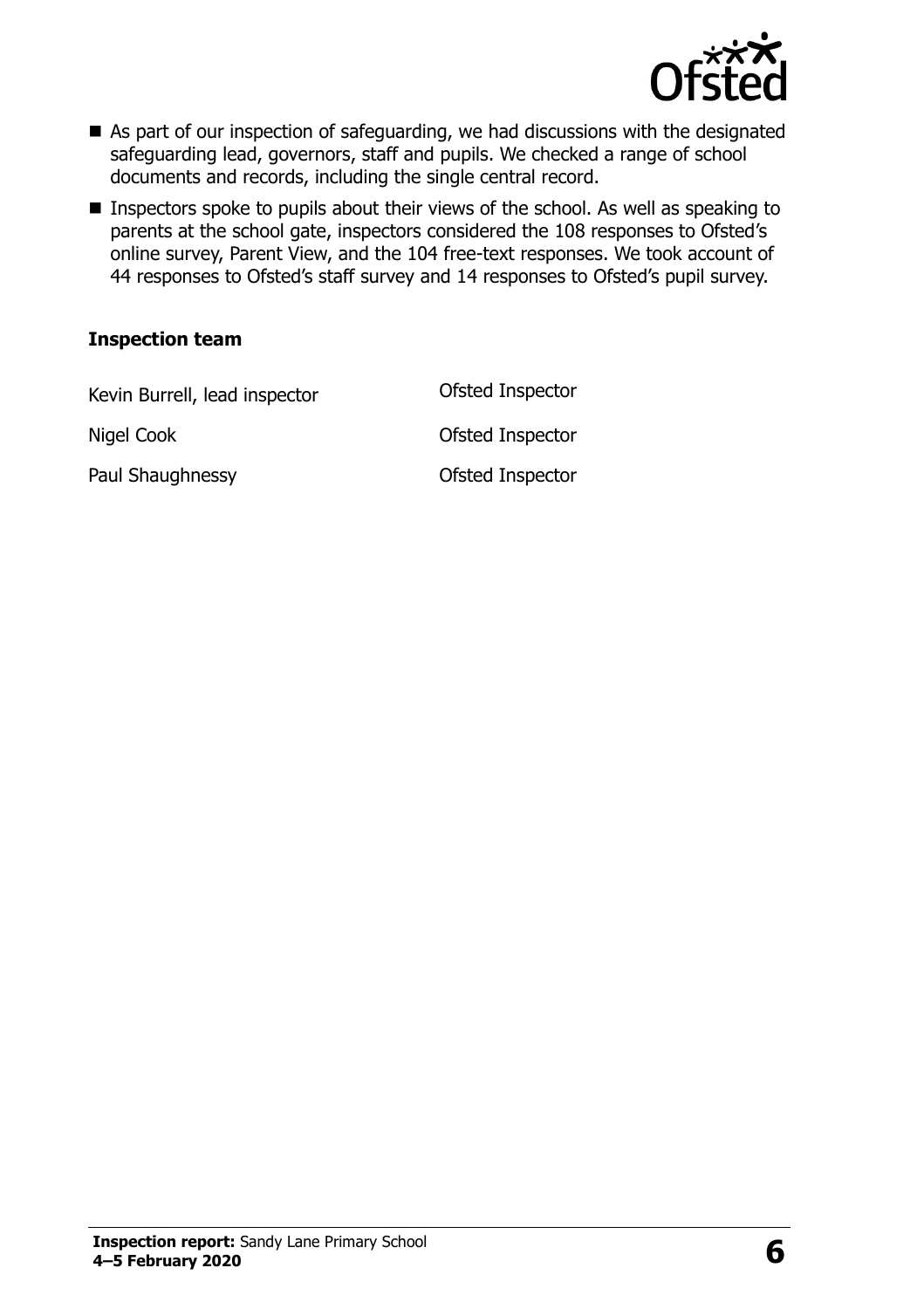- As part of our inspection of safeguarding, we had discussions with the designated safeguarding lead, governors, staff and pupils. We checked a range of school documents and records, including the single central record.
- Inspectors spoke to pupils about their views of the school. As well as speaking to parents at the school gate, inspectors considered the 108 responses to Ofsted's online survey, Parent View, and the 104 free-text responses. We took account of 44 responses to Ofsted's staff survey and 14 responses to Ofsted's pupil survey.

**Inspection team**

| | |
|---|---|
| Kevin Burrell, lead inspector | Ofsted Inspector |
| Nigel Cook | Ofsted Inspector |
| Paul Shaughnessy | Ofsted Inspector |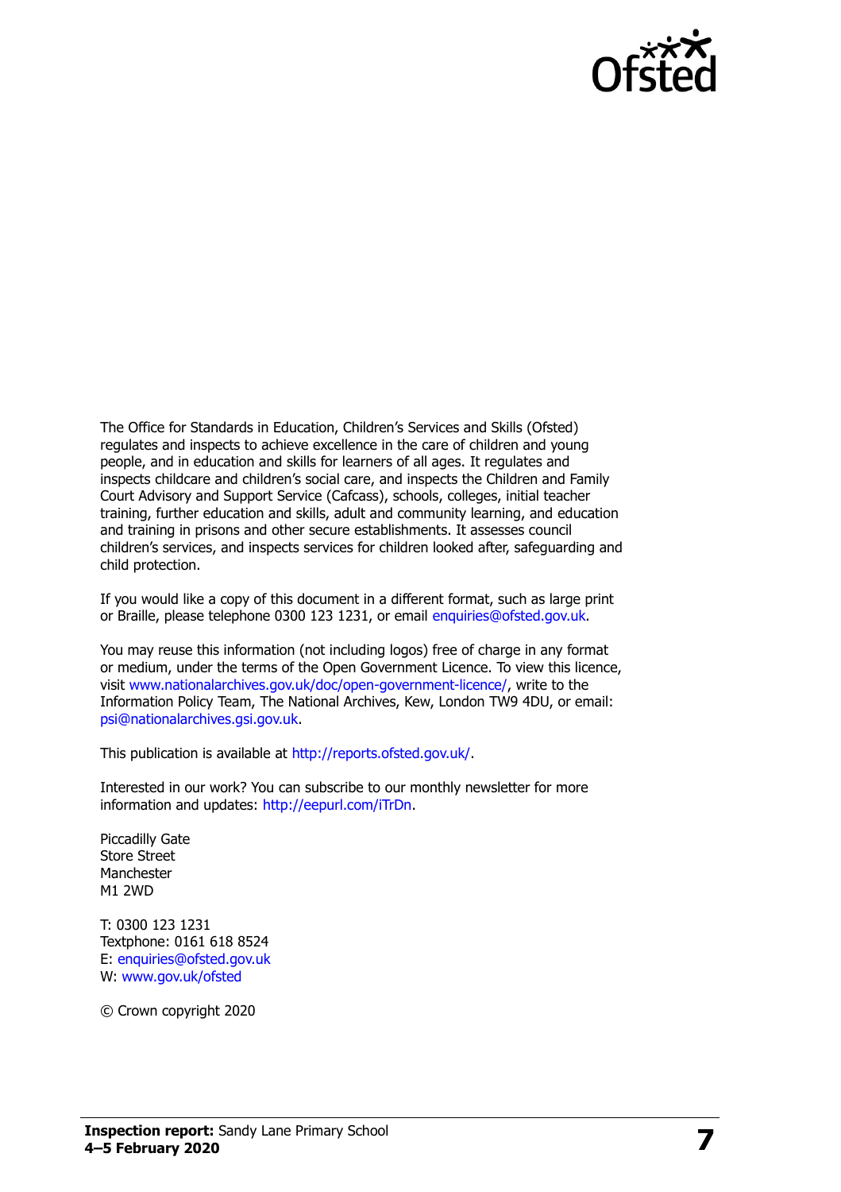The Office for Standards in Education, Children's Services and Skills (Ofsted) regulates and inspects to achieve excellence in the care of children and young people, and in education and skills for learners of all ages. It regulates and inspects childcare and children's social care, and inspects the Children and Family Court Advisory and Support Service (Cafcass), schools, colleges, initial teacher training, further education and skills, adult and community learning, and education and training in prisons and other secure establishments. It assesses council children's services, and inspects services for children looked after, safeguarding and child protection.

If you would like a copy of this document in a different format, such as large print or Braille, please telephone 0300 123 1231, or email enquiries@ofsted.gov.uk.

You may reuse this information (not including logos) free of charge in any format or medium, under the terms of the Open Government Licence. To view this licence, visit www.nationalarchives.gov.uk/doc/open-government-licence/, write to the Information Policy Team, The National Archives, Kew, London TW9 4DU, or email: psi@nationalarchives.gsi.gov.uk.

This publication is available at http://reports.ofsted.gov.uk/.

Interested in our work? You can subscribe to our monthly newsletter for more information and updates: http://eepurl.com/iTrDn.

Piccadilly Gate
Store Street
Manchester
M1 2WD

T: 0300 123 1231
Textphone: 0161 618 8524
E: enquiries@ofsted.gov.uk
W: www.gov.uk/ofsted

© Crown copyright 2020